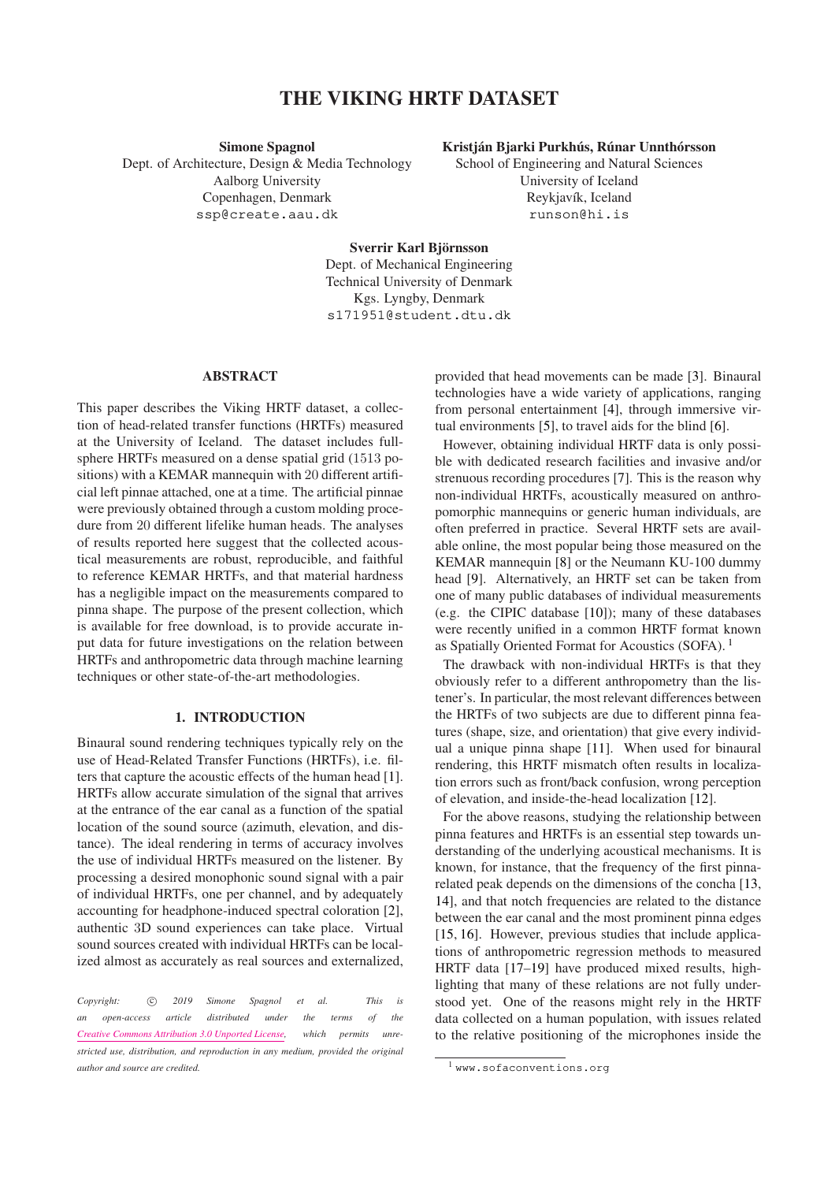# THE VIKING HRTF DATASET

**Simone Spagnol**
Dept. of Architecture, Design & Media Technology
Aalborg University
Copenhagen, Denmark
ssp@create.aau.dk

**Kristján Bjarki Purkhús, Rúnar Unnthórsson**
School of Engineering and Natural Sciences
University of Iceland
Reykjavík, Iceland
runson@hi.is

**Sverrir Karl Björnsson**
Dept. of Mechanical Engineering
Technical University of Denmark
Kgs. Lyngby, Denmark
s171951@student.dtu.dk

## ABSTRACT

This paper describes the Viking HRTF dataset, a collection of head-related transfer functions (HRTFs) measured at the University of Iceland. The dataset includes full-sphere HRTFs measured on a dense spatial grid (1513 positions) with a KEMAR mannequin with 20 different artificial left pinnae attached, one at a time. The artificial pinnae were previously obtained through a custom molding procedure from 20 different lifelike human heads. The analyses of results reported here suggest that the collected acoustical measurements are robust, reproducible, and faithful to reference KEMAR HRTFs, and that material hardness has a negligible impact on the measurements compared to pinna shape. The purpose of the present collection, which is available for free download, is to provide accurate input data for future investigations on the relation between HRTFs and anthropometric data through machine learning techniques or other state-of-the-art methodologies.

## 1. INTRODUCTION

Binaural sound rendering techniques typically rely on the use of Head-Related Transfer Functions (HRTFs), i.e. filters that capture the acoustic effects of the human head [1]. HRTFs allow accurate simulation of the signal that arrives at the entrance of the ear canal as a function of the spatial location of the sound source (azimuth, elevation, and distance). The ideal rendering in terms of accuracy involves the use of individual HRTFs measured on the listener. By processing a desired monophonic sound signal with a pair of individual HRTFs, one per channel, and by adequately accounting for headphone-induced spectral coloration [2], authentic 3D sound experiences can take place. Virtual sound sources created with individual HRTFs can be localized almost as accurately as real sources and externalized, provided that head movements can be made [3]. Binaural technologies have a wide variety of applications, ranging from personal entertainment [4], through immersive virtual environments [5], to travel aids for the blind [6].

However, obtaining individual HRTF data is only possible with dedicated research facilities and invasive and/or strenuous recording procedures [7]. This is the reason why non-individual HRTFs, acoustically measured on anthropomorphic mannequins or generic human individuals, are often preferred in practice. Several HRTF sets are available online, the most popular being those measured on the KEMAR mannequin [8] or the Neumann KU-100 dummy head [9]. Alternatively, an HRTF set can be taken from one of many public databases of individual measurements (e.g. the CIPIC database [10]); many of these databases were recently unified in a common HRTF format known as Spatially Oriented Format for Acoustics (SOFA). [1]

The drawback with non-individual HRTFs is that they obviously refer to a different anthropometry than the listener's. In particular, the most relevant differences between the HRTFs of two subjects are due to different pinna features (shape, size, and orientation) that give every individual a unique pinna shape [11]. When used for binaural rendering, this HRTF mismatch often results in localization errors such as front/back confusion, wrong perception of elevation, and inside-the-head localization [12].

For the above reasons, studying the relationship between pinna features and HRTFs is an essential step towards understanding of the underlying acoustical mechanisms. It is known, for instance, that the frequency of the first pinna-related peak depends on the dimensions of the concha [13, 14], and that notch frequencies are related to the distance between the ear canal and the most prominent pinna edges [15, 16]. However, previous studies that include applications of anthropometric regression methods to measured HRTF data [17–19] have produced mixed results, highlighting that many of these relations are not fully understood yet. One of the reasons might rely in the HRTF data collected on a human population, with issues related to the relative positioning of the microphones inside the

*Copyright: © 2019 Simone Spagnol et al. This is an open-access article distributed under the terms of the Creative Commons Attribution 3.0 Unported License, which permits unrestricted use, distribution, and reproduction in any medium, provided the original author and source are credited.*

[1] www.sofaconventions.org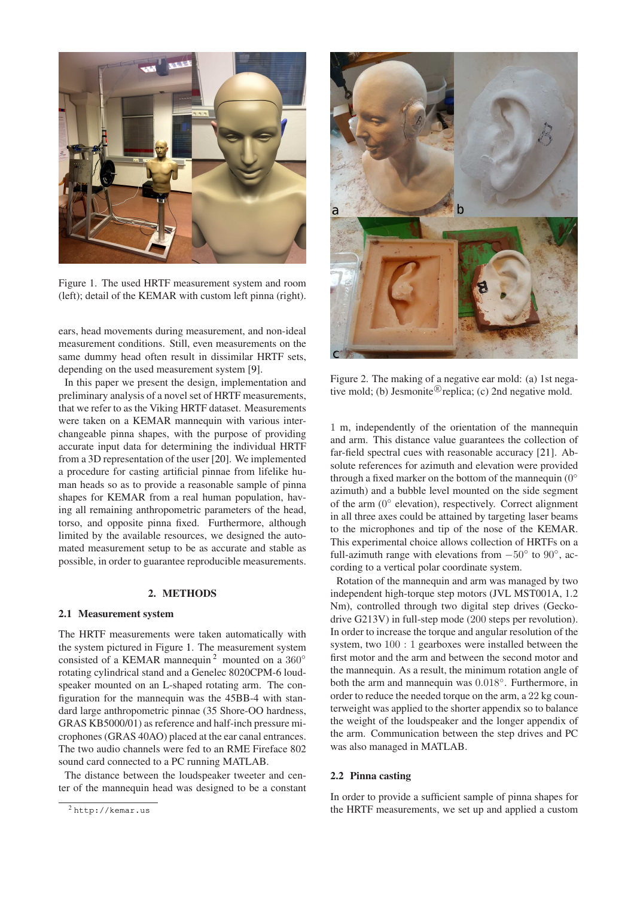Figure 1. The used HRTF measurement system and room (left); detail of the KEMAR with custom left pinna (right).

ears, head movements during measurement, and non-ideal measurement conditions. Still, even measurements on the same dummy head often result in dissimilar HRTF sets, depending on the used measurement system [9].

In this paper we present the design, implementation and preliminary analysis of a novel set of HRTF measurements, that we refer to as the Viking HRTF dataset. Measurements were taken on a KEMAR mannequin with various interchangeable pinna shapes, with the purpose of providing accurate input data for determining the individual HRTF from a 3D representation of the user [20]. We implemented a procedure for casting artificial pinnae from lifelike human heads so as to provide a reasonable sample of pinna shapes for KEMAR from a real human population, having all remaining anthropometric parameters of the head, torso, and opposite pinna fixed. Furthermore, although limited by the available resources, we designed the automated measurement setup to be as accurate and stable as possible, in order to guarantee reproducible measurements.

## 2. METHODS

### 2.1 Measurement system

The HRTF measurements were taken automatically with the system pictured in Figure 1. The measurement system consisted of a KEMAR mannequin [2] mounted on a $360^\circ$ rotating cylindrical stand and a Genelec 8020CPM-6 loudspeaker mounted on an L-shaped rotating arm. The configuration for the mannequin was the 45BB-4 with standard large anthropometric pinnae (35 Shore-OO hardness, GRAS KB5000/01) as reference and half-inch pressure microphones (GRAS 40AO) placed at the ear canal entrances. The two audio channels were fed to an RME Fireface 802 sound card connected to a PC running MATLAB.

The distance between the loudspeaker tweeter and center of the mannequin head was designed to be a constant 1 m, independently of the orientation of the mannequin and arm. This distance value guarantees the collection of far-field spectral cues with reasonable accuracy [21]. Absolute references for azimuth and elevation were provided through a fixed marker on the bottom of the mannequin ($0^\circ$ azimuth) and a bubble level mounted on the side segment of the arm ($0^\circ$ elevation), respectively. Correct alignment in all three axes could be attained by targeting laser beams to the microphones and tip of the nose of the KEMAR. This experimental choice allows collection of HRTFs on a full-azimuth range with elevations from $-50^\circ$ to $90^\circ$, according to a vertical polar coordinate system.

Rotation of the mannequin and arm was managed by two independent high-torque step motors (JVL MST001A, 1.2 Nm), controlled through two digital step drives (Geckodrive G213V) in full-step mode (200 steps per revolution). In order to increase the torque and angular resolution of the system, two $100:1$ gearboxes were installed between the first motor and the arm and between the second motor and the mannequin. As a result, the minimum rotation angle of both the arm and mannequin was $0.018^\circ$. Furthermore, in order to reduce the needed torque on the arm, a 22 kg counterweight was applied to the shorter appendix so to balance the weight of the loudspeaker and the longer appendix of the arm. Communication between the step drives and PC was also managed in MATLAB.

Figure 2. The making of a negative ear mold: (a) 1st negative mold; (b) Jesmonite® replica; (c) 2nd negative mold.

### 2.2 Pinna casting

In order to provide a sufficient sample of pinna shapes for the HRTF measurements, we set up and applied a custom

[2] http://kemar.us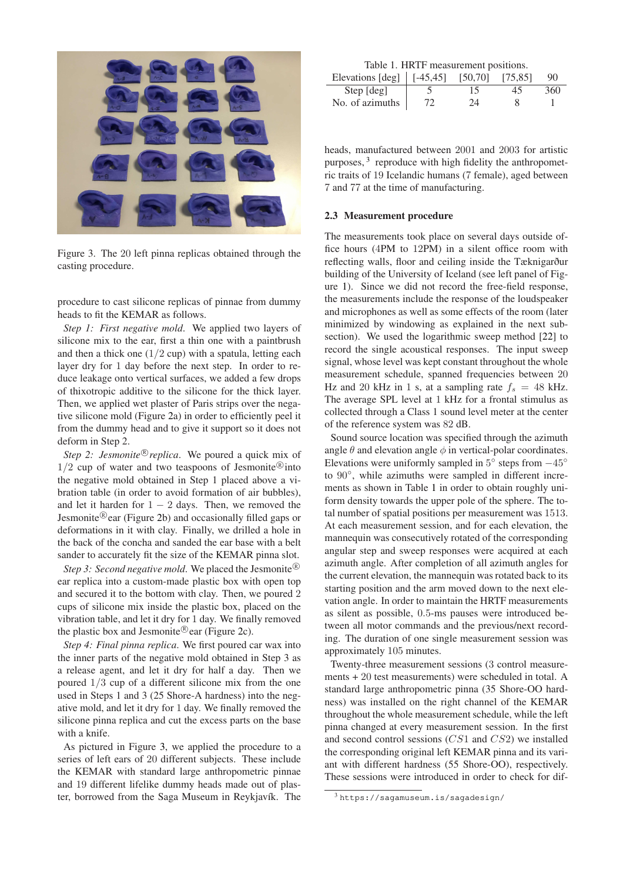Figure 3. The 20 left pinna replicas obtained through the casting procedure.

procedure to cast silicone replicas of pinnae from dummy heads to fit the KEMAR as follows.

*Step 1: First negative mold.* We applied two layers of silicone mix to the ear, first a thin one with a paintbrush and then a thick one ($1/2$ cup) with a spatula, letting each layer dry for 1 day before the next step. In order to reduce leakage onto vertical surfaces, we added a few drops of thixotropic additive to the silicone for the thick layer. Then, we applied wet plaster of Paris strips over the negative silicone mold (Figure 2a) in order to efficiently peel it from the dummy head and to give it support so it does not deform in Step 2.

*Step 2: Jesmonite® replica.* We poured a quick mix of $1/2$ cup of water and two teaspoons of Jesmonite® into the negative mold obtained in Step 1 placed above a vibration table (in order to avoid formation of air bubbles), and let it harden for $1 - 2$ days. Then, we removed the Jesmonite® ear (Figure 2b) and occasionally filled gaps or deformations in it with clay. Finally, we drilled a hole in the back of the concha and sanded the ear base with a belt sander to accurately fit the size of the KEMAR pinna slot.

*Step 3: Second negative mold.* We placed the Jesmonite® ear replica into a custom-made plastic box with open top and secured it to the bottom with clay. Then, we poured 2 cups of silicone mix inside the plastic box, placed on the vibration table, and let it dry for 1 day. We finally removed the plastic box and Jesmonite® ear (Figure 2c).

*Step 4: Final pinna replica.* We first poured car wax into the inner parts of the negative mold obtained in Step 3 as a release agent, and let it dry for half a day. Then we poured $1/3$ cup of a different silicone mix from the one used in Steps 1 and 3 (25 Shore-A hardness) into the negative mold, and let it dry for 1 day. We finally removed the silicone pinna replica and cut the excess parts on the base with a knife.

As pictured in Figure 3, we applied the procedure to a series of left ears of 20 different subjects. These include the KEMAR with standard large anthropometric pinnae and 19 different lifelike dummy heads made out of plaster, borrowed from the Saga Museum in Reykjavík. The heads, manufactured between 2001 and 2003 for artistic purposes,[3] reproduce with high fidelity the anthropometric traits of 19 Icelandic humans (7 female), aged between 7 and 77 at the time of manufacturing.

Table 1. HRTF measurement positions.

| Elevations [deg] | [-45,45] | [50,70] | [75,85] | 90 |
|---|---|---|---|---|
| Step [deg] | 5 | 15 | 45 | 360 |
| No. of azimuths | 72 | 24 | 8 | 1 |

### 2.3 Measurement procedure

The measurements took place on several days outside office hours (4PM to 12PM) in a silent office room with reflecting walls, floor and ceiling inside the Tæknigarður building of the University of Iceland (see left panel of Figure 1). Since we did not record the free-field response, the measurements include the response of the loudspeaker and microphones as well as some effects of the room (later minimized by windowing as explained in the next subsection). We used the logarithmic sweep method [22] to record the single acoustical responses. The input sweep signal, whose level was kept constant throughout the whole measurement schedule, spanned frequencies between 20 Hz and 20 kHz in 1 s, at a sampling rate $f_s = 48$ kHz. The average SPL level at 1 kHz for a frontal stimulus as collected through a Class 1 sound level meter at the center of the reference system was 82 dB.

Sound source location was specified through the azimuth angle $\theta$ and elevation angle $\phi$ in vertical-polar coordinates. Elevations were uniformly sampled in $5°$ steps from $-45°$ to $90°$, while azimuths were sampled in different increments as shown in Table 1 in order to obtain roughly uniform density towards the upper pole of the sphere. The total number of spatial positions per measurement was 1513. At each measurement session, and for each elevation, the mannequin was consecutively rotated of the corresponding angular step and sweep responses were acquired at each azimuth angle. After completion of all azimuth angles for the current elevation, the mannequin was rotated back to its starting position and the arm moved down to the next elevation angle. In order to maintain the HRTF measurements as silent as possible, 0.5-ms pauses were introduced between all motor commands and the previous/next recording. The duration of one single measurement session was approximately 105 minutes.

Twenty-three measurement sessions (3 control measurements + 20 test measurements) were scheduled in total. A standard large anthropometric pinna (35 Shore-OO hardness) was installed on the right channel of the KEMAR throughout the whole measurement schedule, while the left pinna changed at every measurement session. In the first and second control sessions ($CS1$ and $CS2$) we installed the corresponding original left KEMAR pinna and its variant with different hardness (55 Shore-OO), respectively. These sessions were introduced in order to check for dif-

[3] https://sagamuseum.is/sagadesign/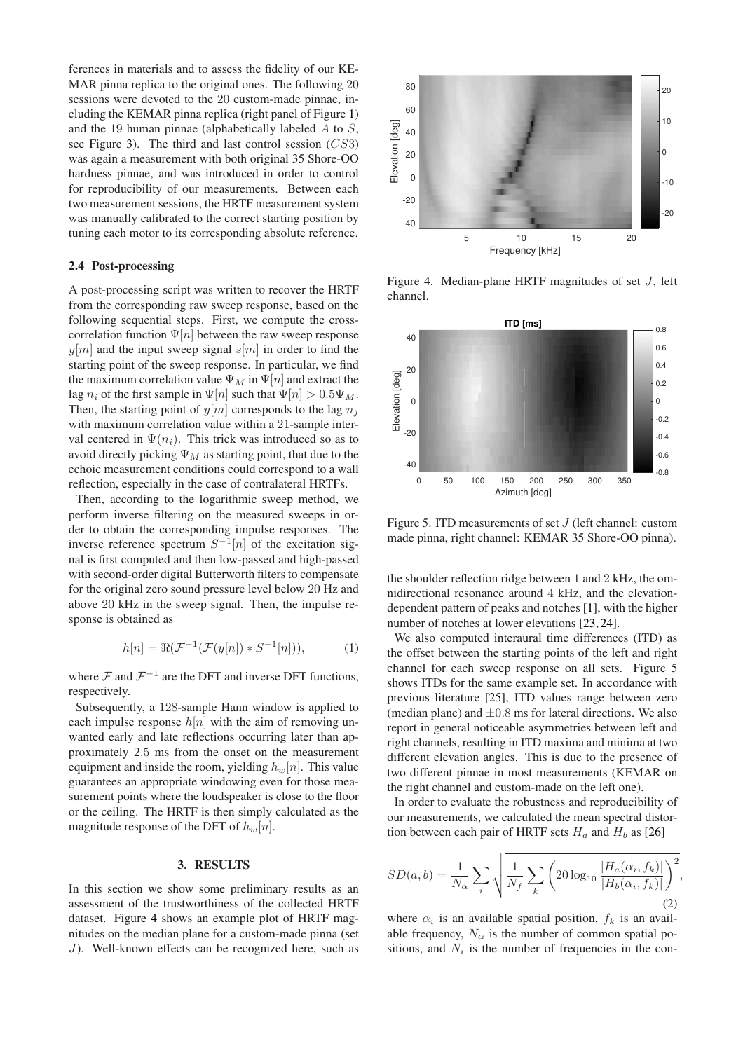ferences in materials and to assess the fidelity of our KEMAR pinna replica to the original ones. The following 20 sessions were devoted to the 20 custom-made pinnae, including the KEMAR pinna replica (right panel of Figure 1) and the 19 human pinnae (alphabetically labeled $A$ to $S$, see Figure 3). The third and last control session ($CS3$) was again a measurement with both original 35 Shore-OO hardness pinnae, and was introduced in order to control for reproducibility of our measurements. Between each two measurement sessions, the HRTF measurement system was manually calibrated to the correct starting position by tuning each motor to its corresponding absolute reference.

### 2.4 Post-processing

A post-processing script was written to recover the HRTF from the corresponding raw sweep response, based on the following sequential steps. First, we compute the cross-correlation function $\Psi[n]$ between the raw sweep response $y[m]$ and the input sweep signal $s[m]$ in order to find the starting point of the sweep response. In particular, we find the maximum correlation value $\Psi_M$ in $\Psi[n]$ and extract the lag $n_i$ of the first sample in $\Psi[n]$ such that $\Psi[n] > 0.5\Psi_M$. Then, the starting point of $y[m]$ corresponds to the lag $n_j$ with maximum correlation value within a 21-sample interval centered in $\Psi(n_i)$. This trick was introduced so as to avoid directly picking $\Psi_M$ as starting point, that due to the echoic measurement conditions could correspond to a wall reflection, especially in the case of contralateral HRTFs.

Then, according to the logarithmic sweep method, we perform inverse filtering on the measured sweeps in order to obtain the corresponding impulse responses. The inverse reference spectrum $S^{-1}[n]$ of the excitation signal is first computed and then low-passed and high-passed with second-order digital Butterworth filters to compensate for the original zero sound pressure level below 20 Hz and above 20 kHz in the sweep signal. Then, the impulse response is obtained as

$$h[n] = \Re(\mathcal{F}^{-1}(\mathcal{F}(y[n]) * S^{-1}[n])), \quad (1)$$

where $\mathcal{F}$ and $\mathcal{F}^{-1}$ are the DFT and inverse DFT functions, respectively.

Subsequently, a 128-sample Hann window is applied to each impulse response $h[n]$ with the aim of removing unwanted early and late reflections occurring later than approximately 2.5 ms from the onset on the measurement equipment and inside the room, yielding $h_w[n]$. This value guarantees an appropriate windowing even for those measurement points where the loudspeaker is close to the floor or the ceiling. The HRTF is then simply calculated as the magnitude response of the DFT of $h_w[n]$.

## 3. RESULTS

In this section we show some preliminary results as an assessment of the trustworthiness of the collected HRTF dataset. Figure 4 shows an example plot of HRTF magnitudes on the median plane for a custom-made pinna (set $J$). Well-known effects can be recognized here, such as the shoulder reflection ridge between 1 and 2 kHz, the omnidirectional resonance around 4 kHz, and the elevation-dependent pattern of peaks and notches [1], with the higher number of notches at lower elevations [23, 24].

Figure 4. Median-plane HRTF magnitudes of set $J$, left channel.

Figure 5. ITD measurements of set $J$ (left channel: custom made pinna, right channel: KEMAR 35 Shore-OO pinna).

We also computed interaural time differences (ITD) as the offset between the starting points of the left and right channel for each sweep response on all sets. Figure 5 shows ITDs for the same example set. In accordance with previous literature [25], ITD values range between zero (median plane) and $\pm 0.8$ ms for lateral directions. We also report in general noticeable asymmetries between left and right channels, resulting in ITD maxima and minima at two different elevation angles. This is due to the presence of two different pinnae in most measurements (KEMAR on the right channel and custom-made on the left one).

In order to evaluate the robustness and reproducibility of our measurements, we calculated the mean spectral distortion between each pair of HRTF sets $H_a$ and $H_b$ as [26]

$$SD(a, b) = \frac{1}{N_\alpha} \sum_i \sqrt{\frac{1}{N_f} \sum_k \left( 20 \log_{10} \frac{|H_a(\alpha_i, f_k)|}{|H_b(\alpha_i, f_k)|} \right)^2}, \quad (2)$$

where $\alpha_i$ is an available spatial position, $f_k$ is an available frequency, $N_\alpha$ is the number of common spatial positions, and $N_i$ is the number of frequencies in the con-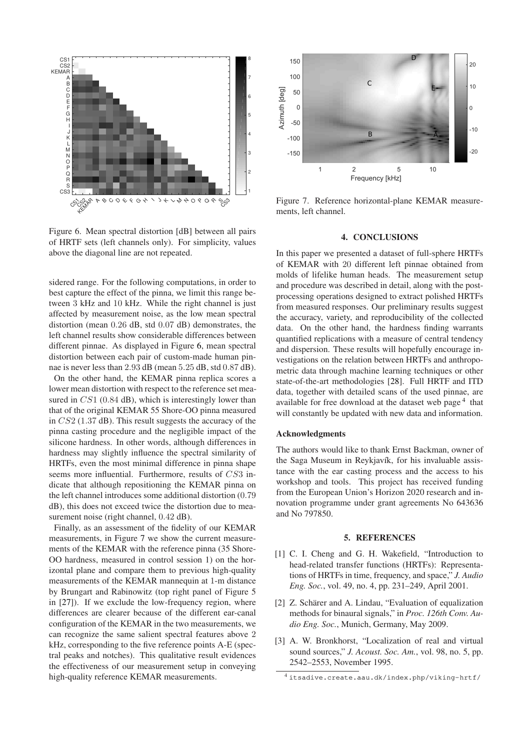Figure 6. Mean spectral distortion [dB] between all pairs of HRTF sets (left channels only). For simplicity, values above the diagonal line are not repeated.

sidered range. For the following computations, in order to best capture the effect of the pinna, we limit this range between 3 kHz and 10 kHz. While the right channel is just affected by measurement noise, as the low mean spectral distortion (mean 0.26 dB, std 0.07 dB) demonstrates, the left channel results show considerable differences between different pinnae. As displayed in Figure 6, mean spectral distortion between each pair of custom-made human pinnae is never less than 2.93 dB (mean 5.25 dB, std 0.87 dB).

On the other hand, the KEMAR pinna replica scores a lower mean distortion with respect to the reference set measured in $CS1$ (0.84 dB), which is interestingly lower than that of the original KEMAR 55 Shore-OO pinna measured in $CS2$ (1.37 dB). This result suggests the accuracy of the pinna casting procedure and the negligible impact of the silicone hardness. In other words, although differences in hardness may slightly influence the spectral similarity of HRTFs, even the most minimal difference in pinna shape seems more influential. Furthermore, results of $CS3$ indicate that although repositioning the KEMAR pinna on the left channel introduces some additional distortion (0.79 dB), this does not exceed twice the distortion due to measurement noise (right channel, 0.42 dB).

Finally, as an assessment of the fidelity of our KEMAR measurements, in Figure 7 we show the current measurements of the KEMAR with the reference pinna (35 Shore-OO hardness, measured in control session 1) on the horizontal plane and compare them to previous high-quality measurements of the KEMAR mannequin at 1-m distance by Brungart and Rabinowitz (top right panel of Figure 5 in [27]). If we exclude the low-frequency region, where differences are clearer because of the different ear-canal configuration of the KEMAR in the two measurements, we can recognize the same salient spectral features above 2 kHz, corresponding to the five reference points A-E (spectral peaks and notches). This qualitative result evidences the effectiveness of our measurement setup in conveying high-quality reference KEMAR measurements.

Figure 7. Reference horizontal-plane KEMAR measurements, left channel.

## 4. CONCLUSIONS

In this paper we presented a dataset of full-sphere HRTFs of KEMAR with 20 different left pinnae obtained from molds of lifelike human heads. The measurement setup and procedure was described in detail, along with the post-processing operations designed to extract polished HRTFs from measured responses. Our preliminary results suggest the accuracy, variety, and reproducibility of the collected data. On the other hand, the hardness finding warrants quantified replications with a measure of central tendency and dispersion. These results will hopefully encourage investigations on the relation between HRTFs and anthropometric data through machine learning techniques or other state-of-the-art methodologies [28]. Full HRTF and ITD data, together with detailed scans of the used pinnae, are available for free download at the dataset web page [4] that will constantly be updated with new data and information.

### Acknowledgments

The authors would like to thank Ernst Backman, owner of the Saga Museum in Reykjavík, for his invaluable assistance with the ear casting process and the access to his workshop and tools. This project has received funding from the European Union's Horizon 2020 research and innovation programme under grant agreements No 643636 and No 797850.

## 5. REFERENCES

[1] C. I. Cheng and G. H. Wakefield, "Introduction to head-related transfer functions (HRTFs): Representations of HRTFs in time, frequency, and space," *J. Audio Eng. Soc.*, vol. 49, no. 4, pp. 231–249, April 2001.

[2] Z. Schärer and A. Lindau, "Evaluation of equalization methods for binaural signals," in *Proc. 126th Conv. Audio Eng. Soc.*, Munich, Germany, May 2009.

[3] A. W. Bronkhorst, "Localization of real and virtual sound sources," *J. Acoust. Soc. Am.*, vol. 98, no. 5, pp. 2542–2553, November 1995.

[4] itsadive.create.aau.dk/index.php/viking-hrtf/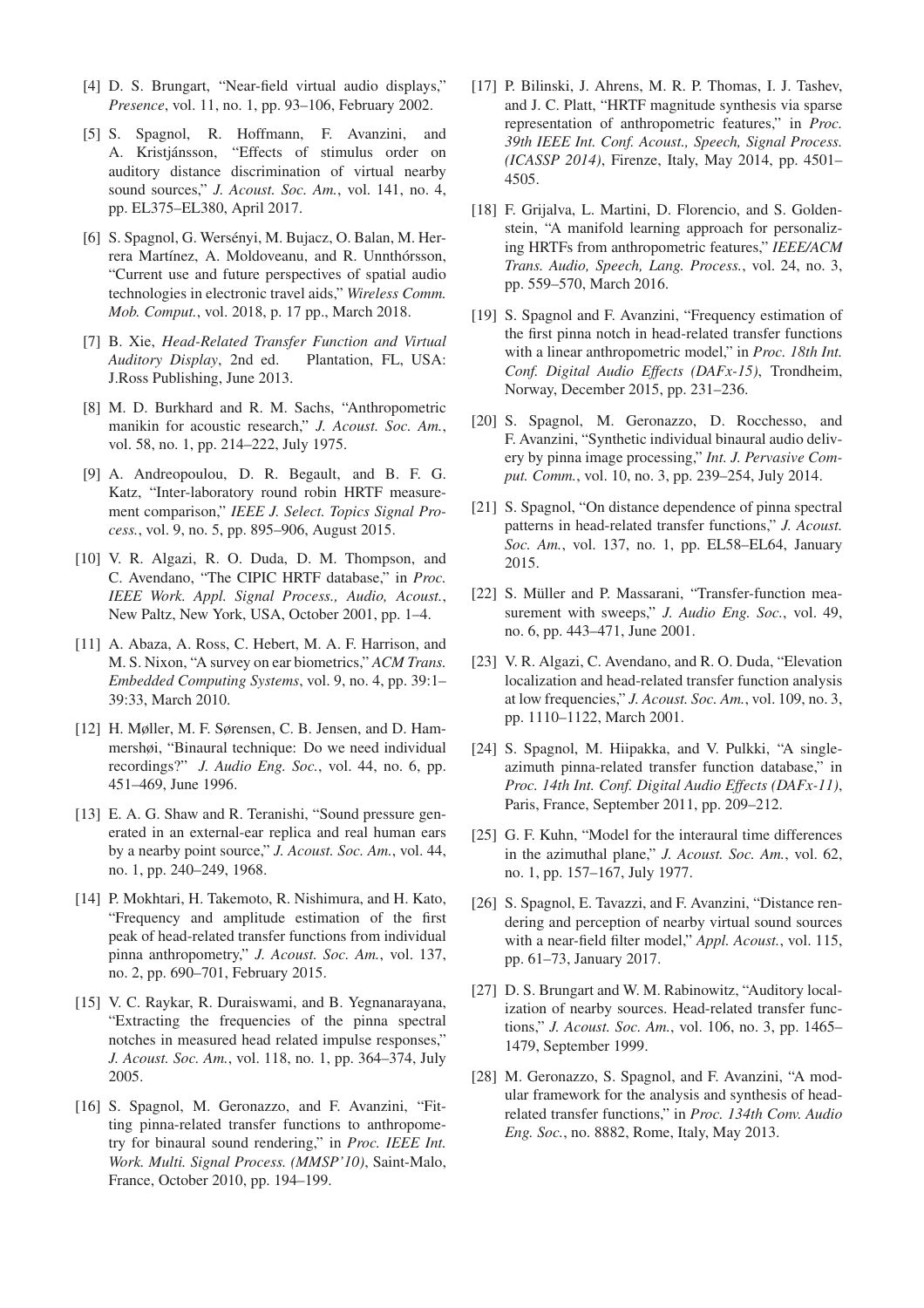[4] D. S. Brungart, "Near-field virtual audio displays," *Presence*, vol. 11, no. 1, pp. 93–106, February 2002.

[5] S. Spagnol, R. Hoffmann, F. Avanzini, and A. Kristjánsson, "Effects of stimulus order on auditory distance discrimination of virtual nearby sound sources," *J. Acoust. Soc. Am.*, vol. 141, no. 4, pp. EL375–EL380, April 2017.

[6] S. Spagnol, G. Wersényi, M. Bujacz, O. Balan, M. Herrera Martínez, A. Moldoveanu, and R. Unnthórsson, "Current use and future perspectives of spatial audio technologies in electronic travel aids," *Wireless Comm. Mob. Comput.*, vol. 2018, p. 17 pp., March 2018.

[7] B. Xie, *Head-Related Transfer Function and Virtual Auditory Display*, 2nd ed. Plantation, FL, USA: J.Ross Publishing, June 2013.

[8] M. D. Burkhard and R. M. Sachs, "Anthropometric manikin for acoustic research," *J. Acoust. Soc. Am.*, vol. 58, no. 1, pp. 214–222, July 1975.

[9] A. Andreopoulou, D. R. Begault, and B. F. G. Katz, "Inter-laboratory round robin HRTF measurement comparison," *IEEE J. Select. Topics Signal Process.*, vol. 9, no. 5, pp. 895–906, August 2015.

[10] V. R. Algazi, R. O. Duda, D. M. Thompson, and C. Avendano, "The CIPIC HRTF database," in *Proc. IEEE Work. Appl. Signal Process., Audio, Acoust.*, New Paltz, New York, USA, October 2001, pp. 1–4.

[11] A. Abaza, A. Ross, C. Hebert, M. A. F. Harrison, and M. S. Nixon, "A survey on ear biometrics," *ACM Trans. Embedded Computing Systems*, vol. 9, no. 4, pp. 39:1–39:33, March 2010.

[12] H. Møller, M. F. Sørensen, C. B. Jensen, and D. Hammershøi, "Binaural technique: Do we need individual recordings?" *J. Audio Eng. Soc.*, vol. 44, no. 6, pp. 451–469, June 1996.

[13] E. A. G. Shaw and R. Teranishi, "Sound pressure generated in an external-ear replica and real human ears by a nearby point source," *J. Acoust. Soc. Am.*, vol. 44, no. 1, pp. 240–249, 1968.

[14] P. Mokhtari, H. Takemoto, R. Nishimura, and H. Kato, "Frequency and amplitude estimation of the first peak of head-related transfer functions from individual pinna anthropometry," *J. Acoust. Soc. Am.*, vol. 137, no. 2, pp. 690–701, February 2015.

[15] V. C. Raykar, R. Duraiswami, and B. Yegnanarayana, "Extracting the frequencies of the pinna spectral notches in measured head related impulse responses," *J. Acoust. Soc. Am.*, vol. 118, no. 1, pp. 364–374, July 2005.

[16] S. Spagnol, M. Geronazzo, and F. Avanzini, "Fitting pinna-related transfer functions to anthropometry for binaural sound rendering," in *Proc. IEEE Int. Work. Multi. Signal Process. (MMSP'10)*, Saint-Malo, France, October 2010, pp. 194–199.

[17] P. Bilinski, J. Ahrens, M. R. P. Thomas, I. J. Tashev, and J. C. Platt, "HRTF magnitude synthesis via sparse representation of anthropometric features," in *Proc. 39th IEEE Int. Conf. Acoust., Speech, Signal Process. (ICASSP 2014)*, Firenze, Italy, May 2014, pp. 4501–4505.

[18] F. Grijalva, L. Martini, D. Florencio, and S. Goldenstein, "A manifold learning approach for personalizing HRTFs from anthropometric features," *IEEE/ACM Trans. Audio, Speech, Lang. Process.*, vol. 24, no. 3, pp. 559–570, March 2016.

[19] S. Spagnol and F. Avanzini, "Frequency estimation of the first pinna notch in head-related transfer functions with a linear anthropometric model," in *Proc. 18th Int. Conf. Digital Audio Effects (DAFx-15)*, Trondheim, Norway, December 2015, pp. 231–236.

[20] S. Spagnol, M. Geronazzo, D. Rocchesso, and F. Avanzini, "Synthetic individual binaural audio delivery by pinna image processing," *Int. J. Pervasive Comput. Comm.*, vol. 10, no. 3, pp. 239–254, July 2014.

[21] S. Spagnol, "On distance dependence of pinna spectral patterns in head-related transfer functions," *J. Acoust. Soc. Am.*, vol. 137, no. 1, pp. EL58–EL64, January 2015.

[22] S. Müller and P. Massarani, "Transfer-function measurement with sweeps," *J. Audio Eng. Soc.*, vol. 49, no. 6, pp. 443–471, June 2001.

[23] V. R. Algazi, C. Avendano, and R. O. Duda, "Elevation localization and head-related transfer function analysis at low frequencies," *J. Acoust. Soc. Am.*, vol. 109, no. 3, pp. 1110–1122, March 2001.

[24] S. Spagnol, M. Hiipakka, and V. Pulkki, "A single-azimuth pinna-related transfer function database," in *Proc. 14th Int. Conf. Digital Audio Effects (DAFx-11)*, Paris, France, September 2011, pp. 209–212.

[25] G. F. Kuhn, "Model for the interaural time differences in the azimuthal plane," *J. Acoust. Soc. Am.*, vol. 62, no. 1, pp. 157–167, July 1977.

[26] S. Spagnol, E. Tavazzi, and F. Avanzini, "Distance rendering and perception of nearby virtual sound sources with a near-field filter model," *Appl. Acoust.*, vol. 115, pp. 61–73, January 2017.

[27] D. S. Brungart and W. M. Rabinowitz, "Auditory localization of nearby sources. Head-related transfer functions," *J. Acoust. Soc. Am.*, vol. 106, no. 3, pp. 1465–1479, September 1999.

[28] M. Geronazzo, S. Spagnol, and F. Avanzini, "A modular framework for the analysis and synthesis of head-related transfer functions," in *Proc. 134th Conv. Audio Eng. Soc.*, no. 8882, Rome, Italy, May 2013.